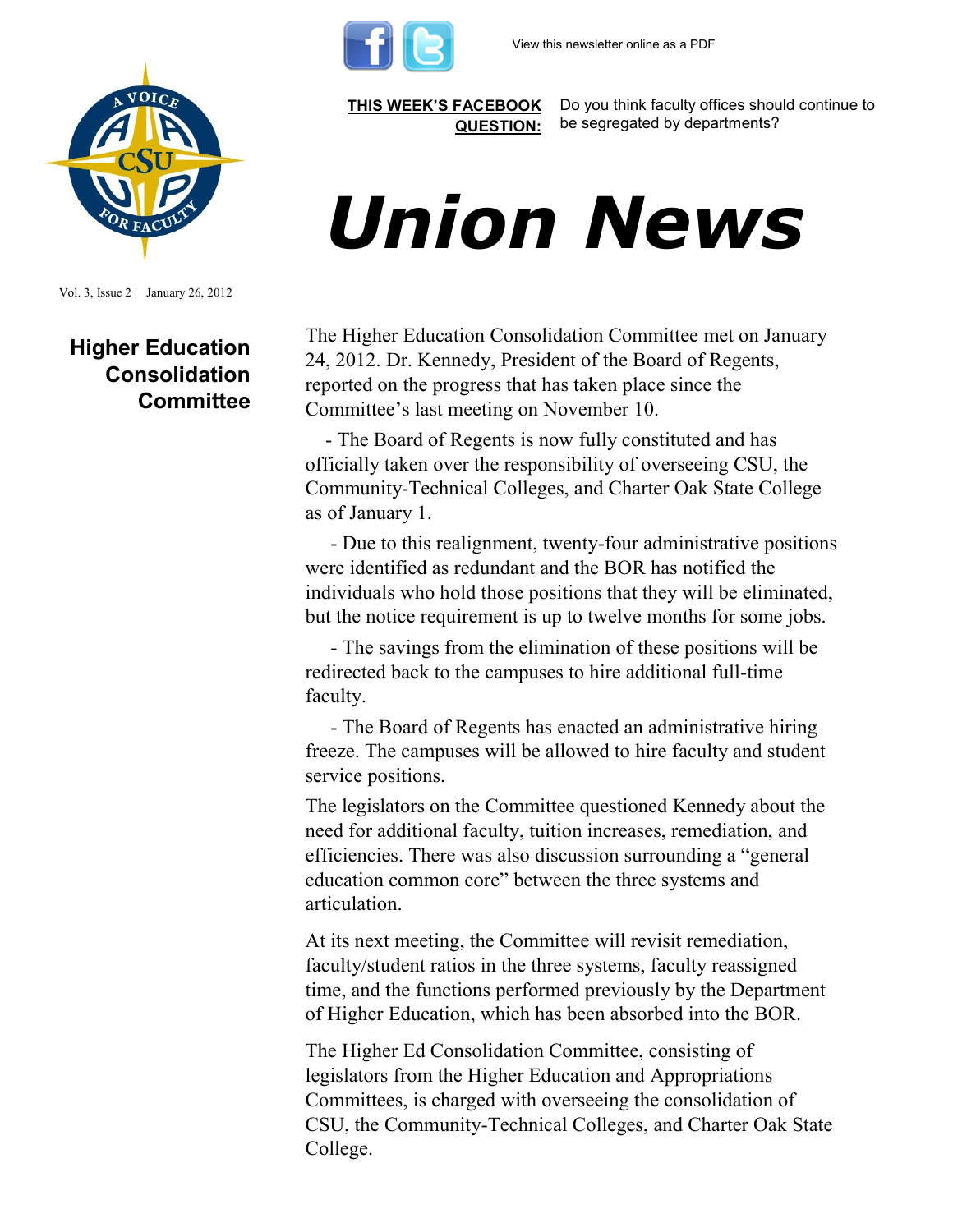View this newsletter online as a PDF

**THIS WEEK'S FACEBOOK QUESTION:** Do you think faculty offices should continue to be segregated by departments?

# *Union News*

Vol. 3, Issue 2 | January 26, 2012

## Higher Education Consolidation Committee

The Higher Education Consolidation Committee met on January 24, 2012. Dr. Kennedy, President of the Board of Regents, reported on the progress that has taken place since the Committee's last meeting on November 10.

- The Board of Regents is now fully constituted and has officially taken over the responsibility of overseeing CSU, the Community-Technical Colleges, and Charter Oak State College as of January 1.
- Due to this realignment, twenty-four administrative positions were identified as redundant and the BOR has notified the individuals who hold those positions that they will be eliminated, but the notice requirement is up to twelve months for some jobs.
- The savings from the elimination of these positions will be redirected back to the campuses to hire additional full-time faculty.
- The Board of Regents has enacted an administrative hiring freeze. The campuses will be allowed to hire faculty and student service positions.

The legislators on the Committee questioned Kennedy about the need for additional faculty, tuition increases, remediation, and efficiencies. There was also discussion surrounding a "general education common core" between the three systems and articulation.

At its next meeting, the Committee will revisit remediation, faculty/student ratios in the three systems, faculty reassigned time, and the functions performed previously by the Department of Higher Education, which has been absorbed into the BOR.

The Higher Ed Consolidation Committee, consisting of legislators from the Higher Education and Appropriations Committees, is charged with overseeing the consolidation of CSU, the Community-Technical Colleges, and Charter Oak State College.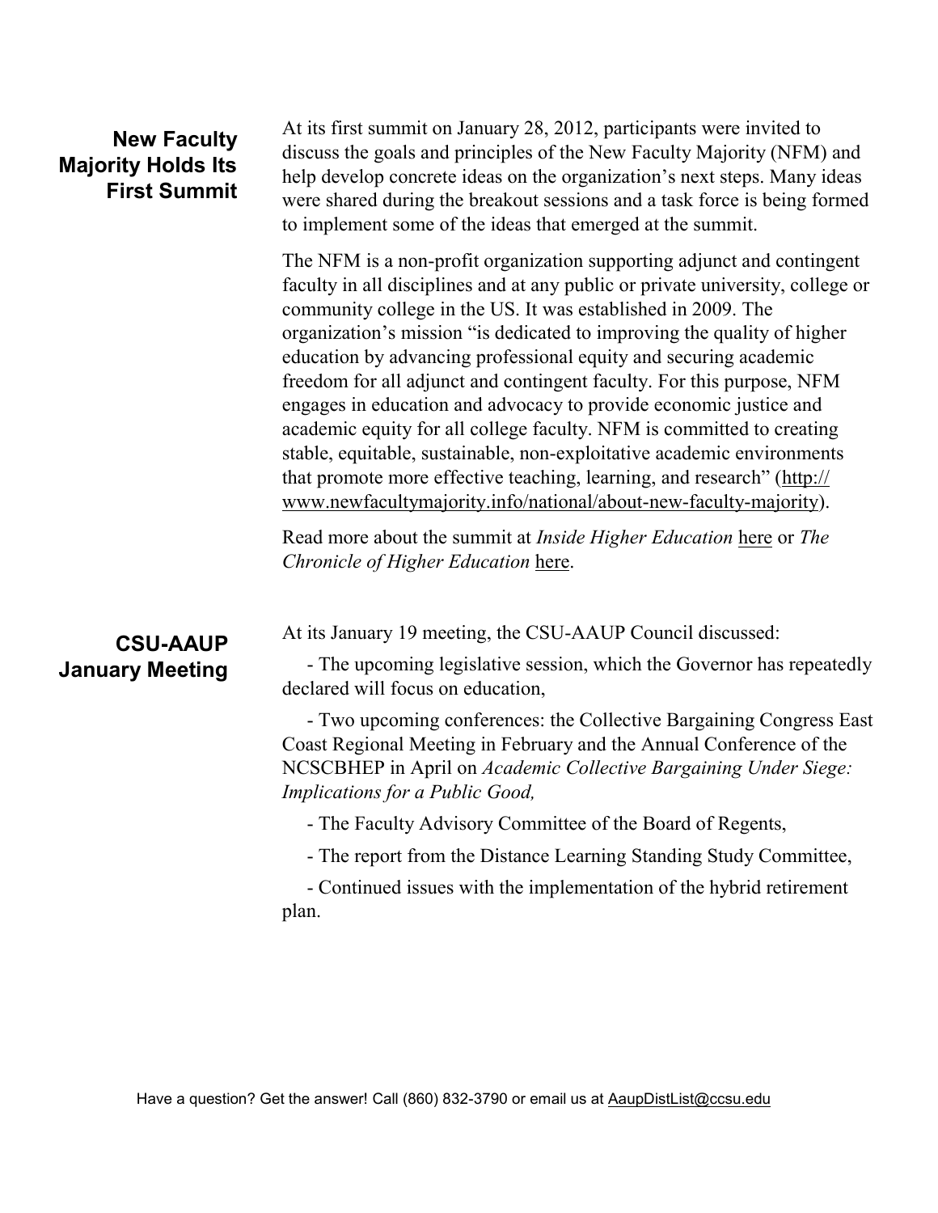## New Faculty Majority Holds Its First Summit

At its first summit on January 28, 2012, participants were invited to discuss the goals and principles of the New Faculty Majority (NFM) and help develop concrete ideas on the organization's next steps. Many ideas were shared during the breakout sessions and a task force is being formed to implement some of the ideas that emerged at the summit.

The NFM is a non-profit organization supporting adjunct and contingent faculty in all disciplines and at any public or private university, college or community college in the US. It was established in 2009. The organization's mission "is dedicated to improving the quality of higher education by advancing professional equity and securing academic freedom for all adjunct and contingent faculty. For this purpose, NFM engages in education and advocacy to provide economic justice and academic equity for all college faculty. NFM is committed to creating stable, equitable, sustainable, non-exploitative academic environments that promote more effective teaching, learning, and research" (http://www.newfacultymajority.info/national/about-new-faculty-majority).

Read more about the summit at *Inside Higher Education* here or *The Chronicle of Higher Education* here.

## CSU-AAUP January Meeting

At its January 19 meeting, the CSU-AAUP Council discussed:

- The upcoming legislative session, which the Governor has repeatedly declared will focus on education,
- Two upcoming conferences: the Collective Bargaining Congress East Coast Regional Meeting in February and the Annual Conference of the NCSCBHEP in April on *Academic Collective Bargaining Under Siege: Implications for a Public Good,*
- The Faculty Advisory Committee of the Board of Regents,
- The report from the Distance Learning Standing Study Committee,
- Continued issues with the implementation of the hybrid retirement plan.

Have a question? Get the answer! Call (860) 832-3790 or email us at AaupDistList@ccsu.edu